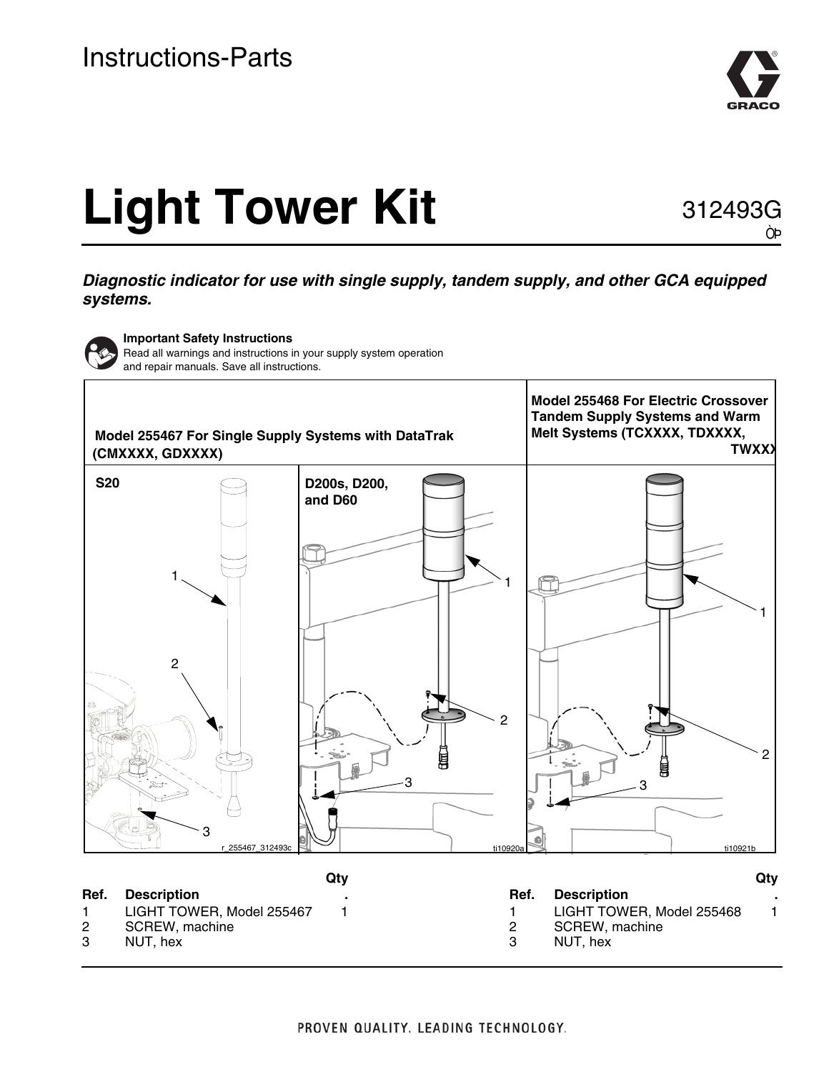Instructions-Parts

# Light Tower Kit

312493G

EN

***Diagnostic indicator for use with single supply, tandem supply, and other GCA equipped systems.***

**Important Safety Instructions**
Read all warnings and instructions in your supply system operation and repair manuals. Save all instructions.

**Model 255467 For Single Supply Systems with DataTrak (CMXXXX, GDXXXX)**

S20

1

2

3

r_255467_312493c

D200s, D200, and D60

1

2

3

ti10920a

**Model 255468 For Electric Crossover Tandem Supply Systems and Warm Melt Systems (TCXXXX, TDXXXX, TWXXX**

1

2

3

ti10921b

| Ref. | Description | Qty. |
| --- | --- | --- |
| 1 | LIGHT TOWER, Model 255467 | 1 |
| 2 | SCREW, machine | |
| 3 | NUT, hex | |

| Ref. | Description | Qty. |
| --- | --- | --- |
| 1 | LIGHT TOWER, Model 255468 | 1 |
| 2 | SCREW, machine | |
| 3 | NUT, hex | |

PROVEN QUALITY. LEADING TECHNOLOGY.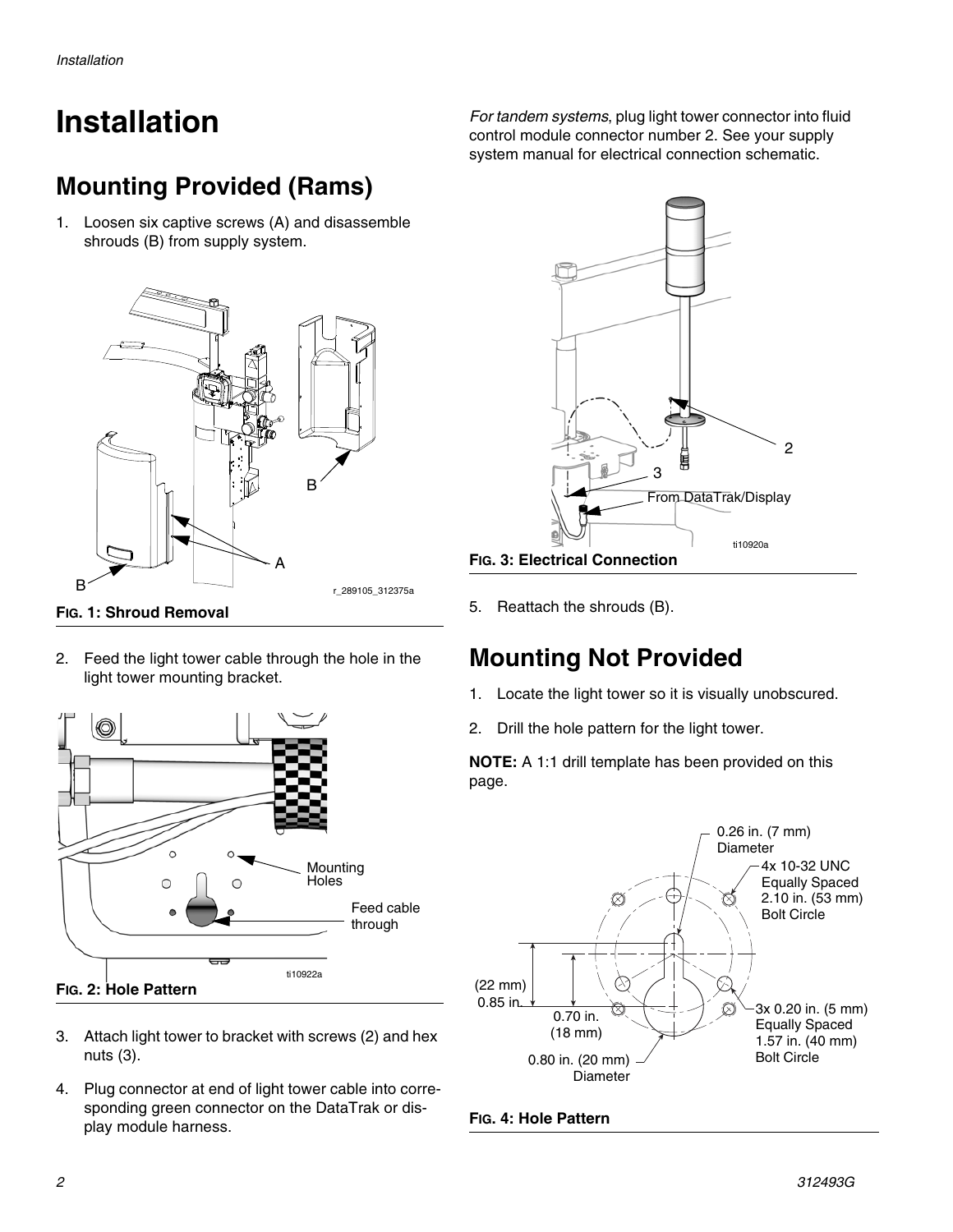# Installation

## Mounting Provided (Rams)

1. Loosen six captive screws (A) and disassemble shrouds (B) from supply system.

**FIG. 1: Shroud Removal**

2. Feed the light tower cable through the hole in the light tower mounting bracket.

**FIG. 2: Hole Pattern**

3. Attach light tower to bracket with screws (2) and hex nuts (3).

4. Plug connector at end of light tower cable into corresponding green connector on the DataTrak or display module harness.

*For tandem systems*, plug light tower connector into fluid control module connector number 2. See your supply system manual for electrical connection schematic.

**FIG. 3: Electrical Connection**

5. Reattach the shrouds (B).

## Mounting Not Provided

1. Locate the light tower so it is visually unobscured.

2. Drill the hole pattern for the light tower.

**NOTE:** A 1:1 drill template has been provided on this page.

**FIG. 4: Hole Pattern**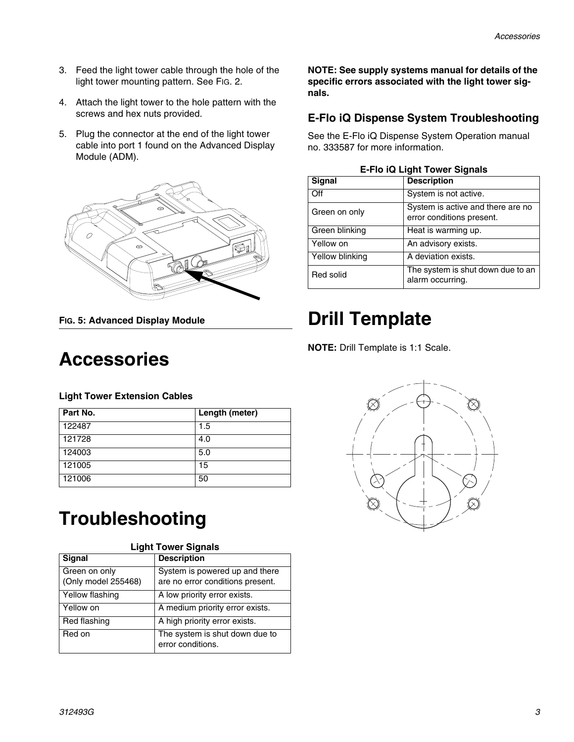3. Feed the light tower cable through the hole of the light tower mounting pattern. See FIG. 2.
4. Attach the light tower to the hole pattern with the screws and hex nuts provided.
5. Plug the connector at the end of the light tower cable into port 1 found on the Advanced Display Module (ADM).

**FIG. 5: Advanced Display Module**

# Accessories

**Light Tower Extension Cables**

| Part No. | Length (meter) |
|---|---|
| 122487 | 1.5 |
| 121728 | 4.0 |
| 124003 | 5.0 |
| 121005 | 15 |
| 121006 | 50 |

# Troubleshooting

**Light Tower Signals**

| Signal | Description |
|---|---|
| Green on only (Only model 255468) | System is powered up and there are no error conditions present. |
| Yellow flashing | A low priority error exists. |
| Yellow on | A medium priority error exists. |
| Red flashing | A high priority error exists. |
| Red on | The system is shut down due to error conditions. |

**NOTE: See supply systems manual for details of the specific errors associated with the light tower signals.**

## E-Flo iQ Dispense System Troubleshooting

See the E-Flo iQ Dispense System Operation manual no. 333587 for more information.

**E-Flo iQ Light Tower Signals**

| Signal | Description |
|---|---|
| Off | System is not active. |
| Green on only | System is active and there are no error conditions present. |
| Green blinking | Heat is warming up. |
| Yellow on | An advisory exists. |
| Yellow blinking | A deviation exists. |
| Red solid | The system is shut down due to an alarm occurring. |

# Drill Template

**NOTE:** Drill Template is 1:1 Scale.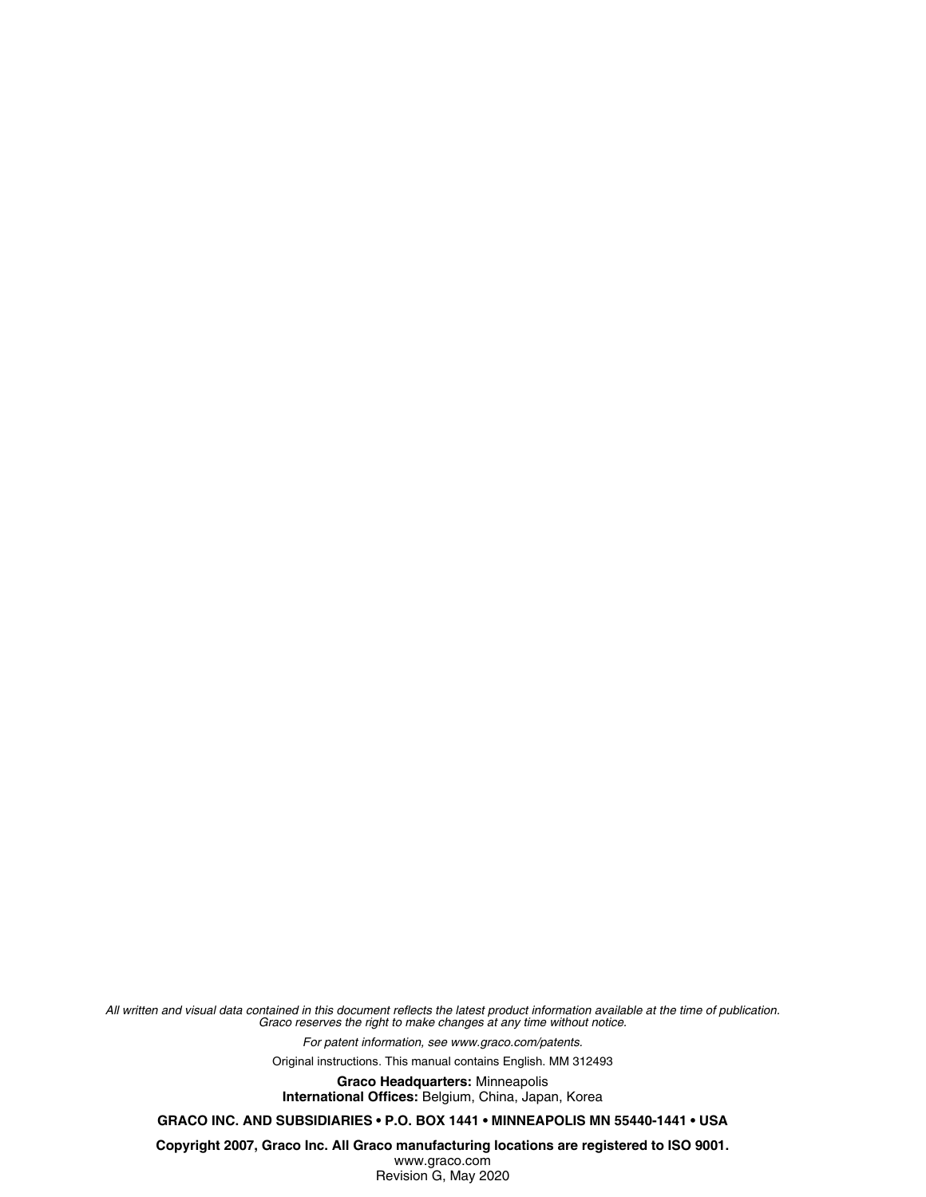*All written and visual data contained in this document reflects the latest product information available at the time of publication. Graco reserves the right to make changes at any time without notice.*

*For patent information, see www.graco.com/patents.*

Original instructions. This manual contains English. MM 312493

**Graco Headquarters:** Minneapolis
**International Offices:** Belgium, China, Japan, Korea

**GRACO INC. AND SUBSIDIARIES • P.O. BOX 1441 • MINNEAPOLIS MN 55440-1441 • USA**

**Copyright 2007, Graco Inc. All Graco manufacturing locations are registered to ISO 9001.**
www.graco.com
Revision G, May 2020